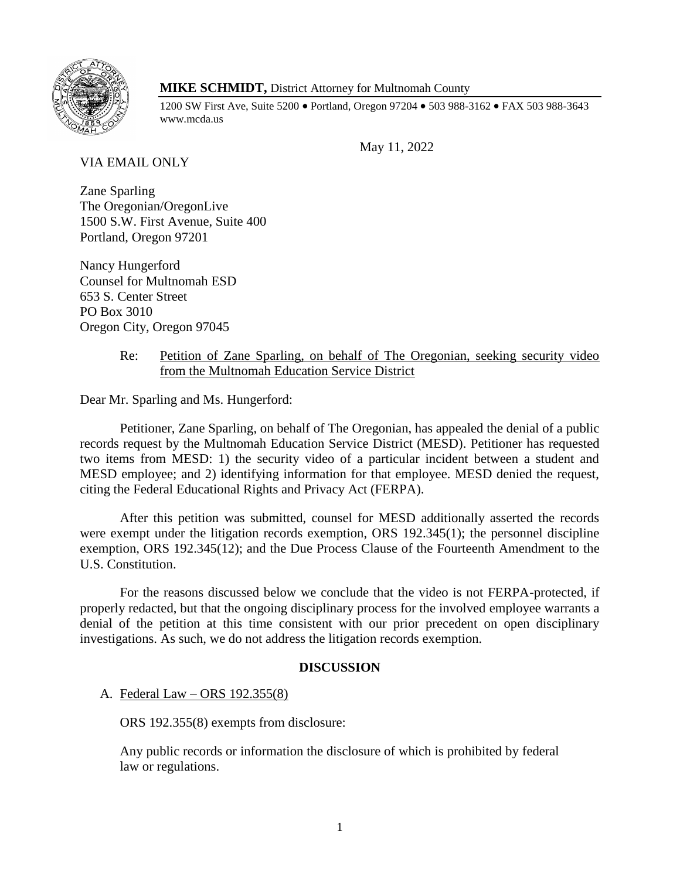**MIKE SCHMIDT,** District Attorney for Multnomah County

1200 SW First Ave, Suite 5200 • Portland, Oregon 97204 • 503 988-3162 • FAX 503 988-3643
www.mcda.us

May 11, 2022

VIA EMAIL ONLY

Zane Sparling
The Oregonian/OregonLive
1500 S.W. First Avenue, Suite 400
Portland, Oregon 97201

Nancy Hungerford
Counsel for Multnomah ESD
653 S. Center Street
PO Box 3010
Oregon City, Oregon 97045

Re: Petition of Zane Sparling, on behalf of The Oregonian, seeking security video from the Multnomah Education Service District

Dear Mr. Sparling and Ms. Hungerford:

Petitioner, Zane Sparling, on behalf of The Oregonian, has appealed the denial of a public records request by the Multnomah Education Service District (MESD). Petitioner has requested two items from MESD: 1) the security video of a particular incident between a student and MESD employee; and 2) identifying information for that employee. MESD denied the request, citing the Federal Educational Rights and Privacy Act (FERPA).

After this petition was submitted, counsel for MESD additionally asserted the records were exempt under the litigation records exemption, ORS 192.345(1); the personnel discipline exemption, ORS 192.345(12); and the Due Process Clause of the Fourteenth Amendment to the U.S. Constitution.

For the reasons discussed below we conclude that the video is not FERPA-protected, if properly redacted, but that the ongoing disciplinary process for the involved employee warrants a denial of the petition at this time consistent with our prior precedent on open disciplinary investigations. As such, we do not address the litigation records exemption.

## DISCUSSION

A. Federal Law – ORS 192.355(8)

ORS 192.355(8) exempts from disclosure:

> Any public records or information the disclosure of which is prohibited by federal law or regulations.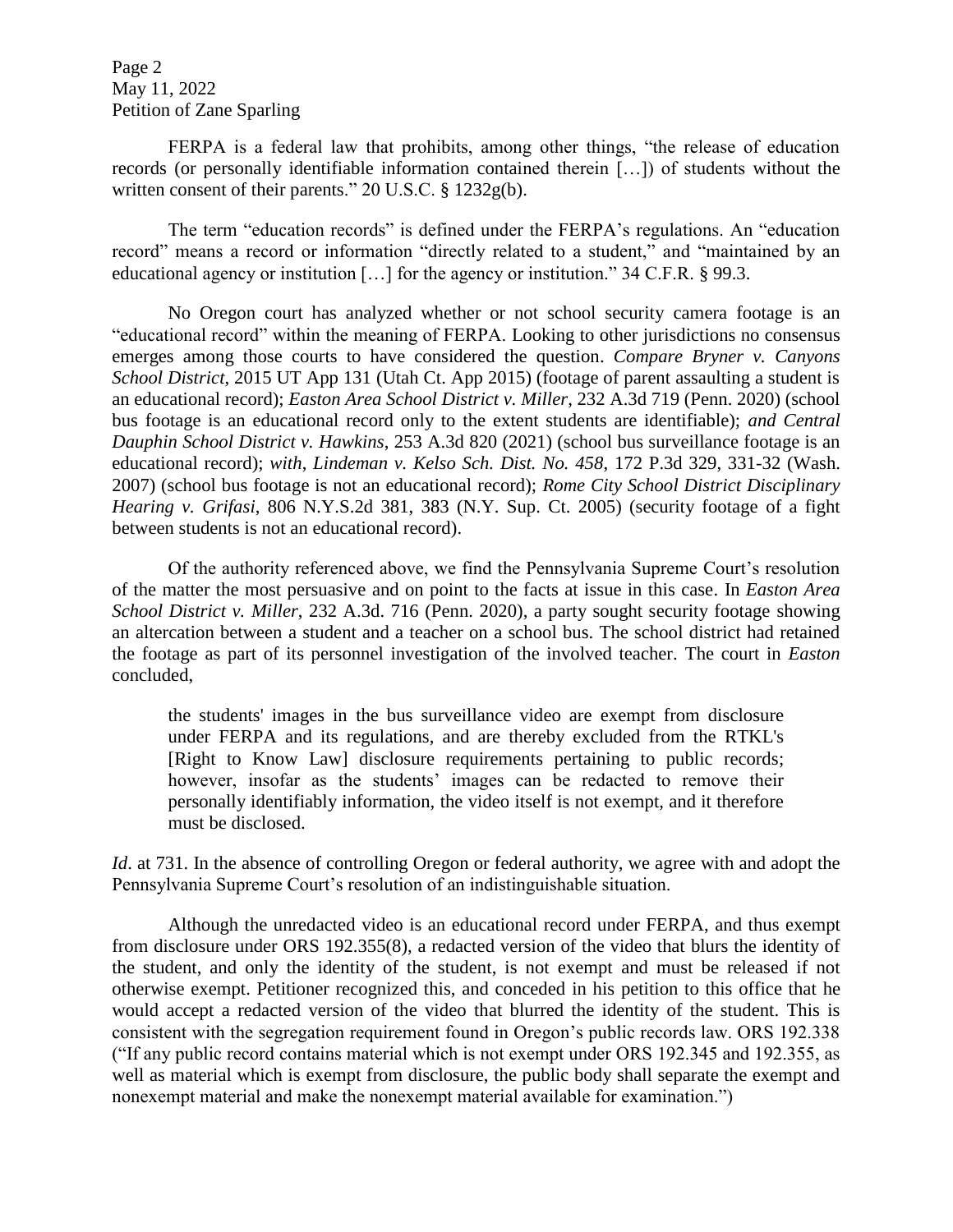FERPA is a federal law that prohibits, among other things, "the release of education records (or personally identifiable information contained therein […]) of students without the written consent of their parents." 20 U.S.C. § 1232g(b).

The term "education records" is defined under the FERPA's regulations. An "education record" means a record or information "directly related to a student," and "maintained by an educational agency or institution […] for the agency or institution." 34 C.F.R. § 99.3.

No Oregon court has analyzed whether or not school security camera footage is an "educational record" within the meaning of FERPA. Looking to other jurisdictions no consensus emerges among those courts to have considered the question. *Compare Bryner v. Canyons School District*, 2015 UT App 131 (Utah Ct. App 2015) (footage of parent assaulting a student is an educational record); *Easton Area School District v. Miller*, 232 A.3d 719 (Penn. 2020) (school bus footage is an educational record only to the extent students are identifiable); *and Central Dauphin School District v. Hawkins*, 253 A.3d 820 (2021) (school bus surveillance footage is an educational record); *with*, *Lindeman v. Kelso Sch. Dist. No. 458*, 172 P.3d 329, 331-32 (Wash. 2007) (school bus footage is not an educational record); *Rome City School District Disciplinary Hearing v. Grifasi*, 806 N.Y.S.2d 381, 383 (N.Y. Sup. Ct. 2005) (security footage of a fight between students is not an educational record).

Of the authority referenced above, we find the Pennsylvania Supreme Court's resolution of the matter the most persuasive and on point to the facts at issue in this case. In *Easton Area School District v. Miller*, 232 A.3d. 716 (Penn. 2020), a party sought security footage showing an altercation between a student and a teacher on a school bus. The school district had retained the footage as part of its personnel investigation of the involved teacher. The court in *Easton* concluded,

> the students' images in the bus surveillance video are exempt from disclosure under FERPA and its regulations, and are thereby excluded from the RTKL's [Right to Know Law] disclosure requirements pertaining to public records; however, insofar as the students' images can be redacted to remove their personally identifiably information, the video itself is not exempt, and it therefore must be disclosed.

*Id*. at 731. In the absence of controlling Oregon or federal authority, we agree with and adopt the Pennsylvania Supreme Court's resolution of an indistinguishable situation.

Although the unredacted video is an educational record under FERPA, and thus exempt from disclosure under ORS 192.355(8), a redacted version of the video that blurs the identity of the student, and only the identity of the student, is not exempt and must be released if not otherwise exempt. Petitioner recognized this, and conceded in his petition to this office that he would accept a redacted version of the video that blurred the identity of the student. This is consistent with the segregation requirement found in Oregon's public records law. ORS 192.338 ("If any public record contains material which is not exempt under ORS 192.345 and 192.355, as well as material which is exempt from disclosure, the public body shall separate the exempt and nonexempt material and make the nonexempt material available for examination.")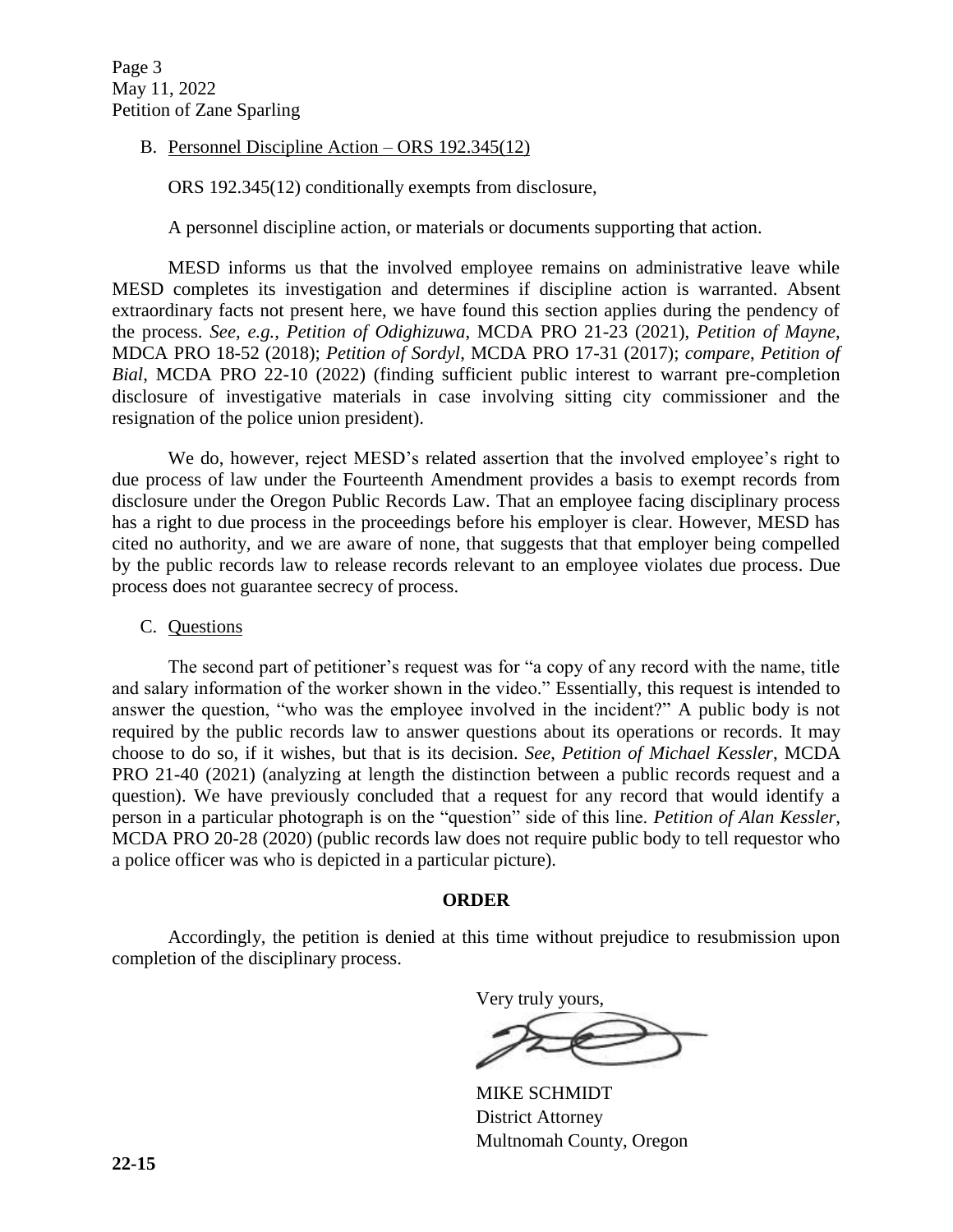### B. Personnel Discipline Action – ORS 192.345(12)

ORS 192.345(12) conditionally exempts from disclosure,

A personnel discipline action, or materials or documents supporting that action.

MESD informs us that the involved employee remains on administrative leave while MESD completes its investigation and determines if discipline action is warranted. Absent extraordinary facts not present here, we have found this section applies during the pendency of the process. *See, e.g.*, *Petition of Odighizuwa*, MCDA PRO 21-23 (2021), *Petition of Mayne*, MDCA PRO 18-52 (2018); *Petition of Sordyl*, MCDA PRO 17-31 (2017); *compare*, *Petition of Bial*, MCDA PRO 22-10 (2022) (finding sufficient public interest to warrant pre-completion disclosure of investigative materials in case involving sitting city commissioner and the resignation of the police union president).

We do, however, reject MESD's related assertion that the involved employee's right to due process of law under the Fourteenth Amendment provides a basis to exempt records from disclosure under the Oregon Public Records Law. That an employee facing disciplinary process has a right to due process in the proceedings before his employer is clear. However, MESD has cited no authority, and we are aware of none, that suggests that that employer being compelled by the public records law to release records relevant to an employee violates due process. Due process does not guarantee secrecy of process.

### C. Questions

The second part of petitioner's request was for "a copy of any record with the name, title and salary information of the worker shown in the video." Essentially, this request is intended to answer the question, "who was the employee involved in the incident?" A public body is not required by the public records law to answer questions about its operations or records. It may choose to do so, if it wishes, but that is its decision. *See*, *Petition of Michael Kessler*, MCDA PRO 21-40 (2021) (analyzing at length the distinction between a public records request and a question). We have previously concluded that a request for any record that would identify a person in a particular photograph is on the "question" side of this line. *Petition of Alan Kessler*, MCDA PRO 20-28 (2020) (public records law does not require public body to tell requestor who a police officer was who is depicted in a particular picture).

## ORDER

Accordingly, the petition is denied at this time without prejudice to resubmission upon completion of the disciplinary process.

Very truly yours,

MIKE SCHMIDT
District Attorney
Multnomah County, Oregon

**22-15**